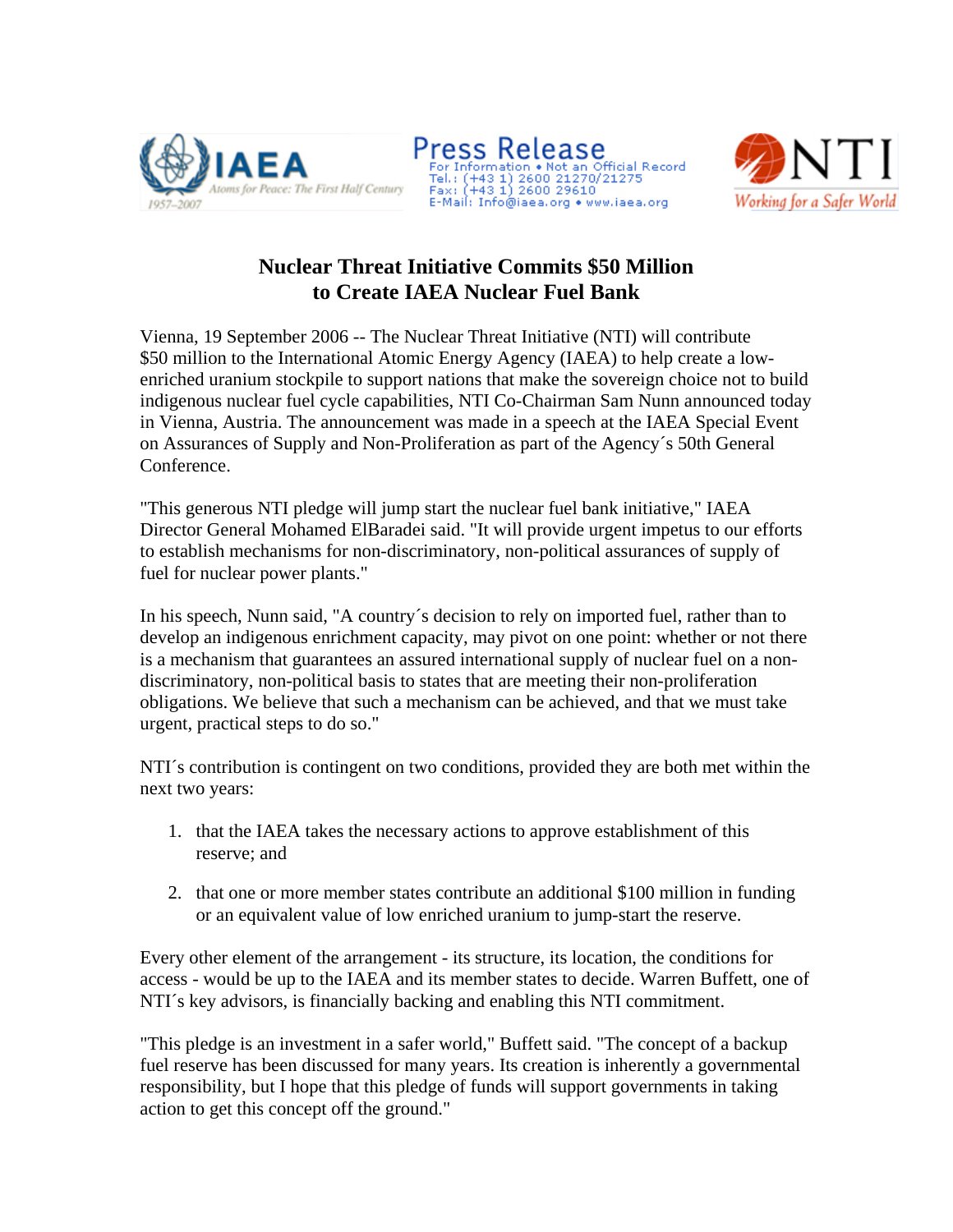IAEA — Atoms for Peace: The First Half Century 1957–2007

**Press Release**
For Information • Not an Official Record
Tel.: (+43 1) 2600 21270/21275
Fax: (+43 1) 2600 29610
E-Mail: Info@iaea.org • www.iaea.org

NTI — Working for a Safer World

# Nuclear Threat Initiative Commits $50 Million to Create IAEA Nuclear Fuel Bank

Vienna, 19 September 2006 -- The Nuclear Threat Initiative (NTI) will contribute $50 million to the International Atomic Energy Agency (IAEA) to help create a low-enriched uranium stockpile to support nations that make the sovereign choice not to build indigenous nuclear fuel cycle capabilities, NTI Co-Chairman Sam Nunn announced today in Vienna, Austria. The announcement was made in a speech at the IAEA Special Event on Assurances of Supply and Non-Proliferation as part of the Agency´s 50th General Conference.

"This generous NTI pledge will jump start the nuclear fuel bank initiative," IAEA Director General Mohamed ElBaradei said. "It will provide urgent impetus to our efforts to establish mechanisms for non-discriminatory, non-political assurances of supply of fuel for nuclear power plants."

In his speech, Nunn said, "A country´s decision to rely on imported fuel, rather than to develop an indigenous enrichment capacity, may pivot on one point: whether or not there is a mechanism that guarantees an assured international supply of nuclear fuel on a non-discriminatory, non-political basis to states that are meeting their non-proliferation obligations. We believe that such a mechanism can be achieved, and that we must take urgent, practical steps to do so."

NTI´s contribution is contingent on two conditions, provided they are both met within the next two years:

1. that the IAEA takes the necessary actions to approve establishment of this reserve; and
2. that one or more member states contribute an additional $100 million in funding or an equivalent value of low enriched uranium to jump-start the reserve.

Every other element of the arrangement - its structure, its location, the conditions for access - would be up to the IAEA and its member states to decide. Warren Buffett, one of NTI´s key advisors, is financially backing and enabling this NTI commitment.

"This pledge is an investment in a safer world," Buffett said. "The concept of a backup fuel reserve has been discussed for many years. Its creation is inherently a governmental responsibility, but I hope that this pledge of funds will support governments in taking action to get this concept off the ground."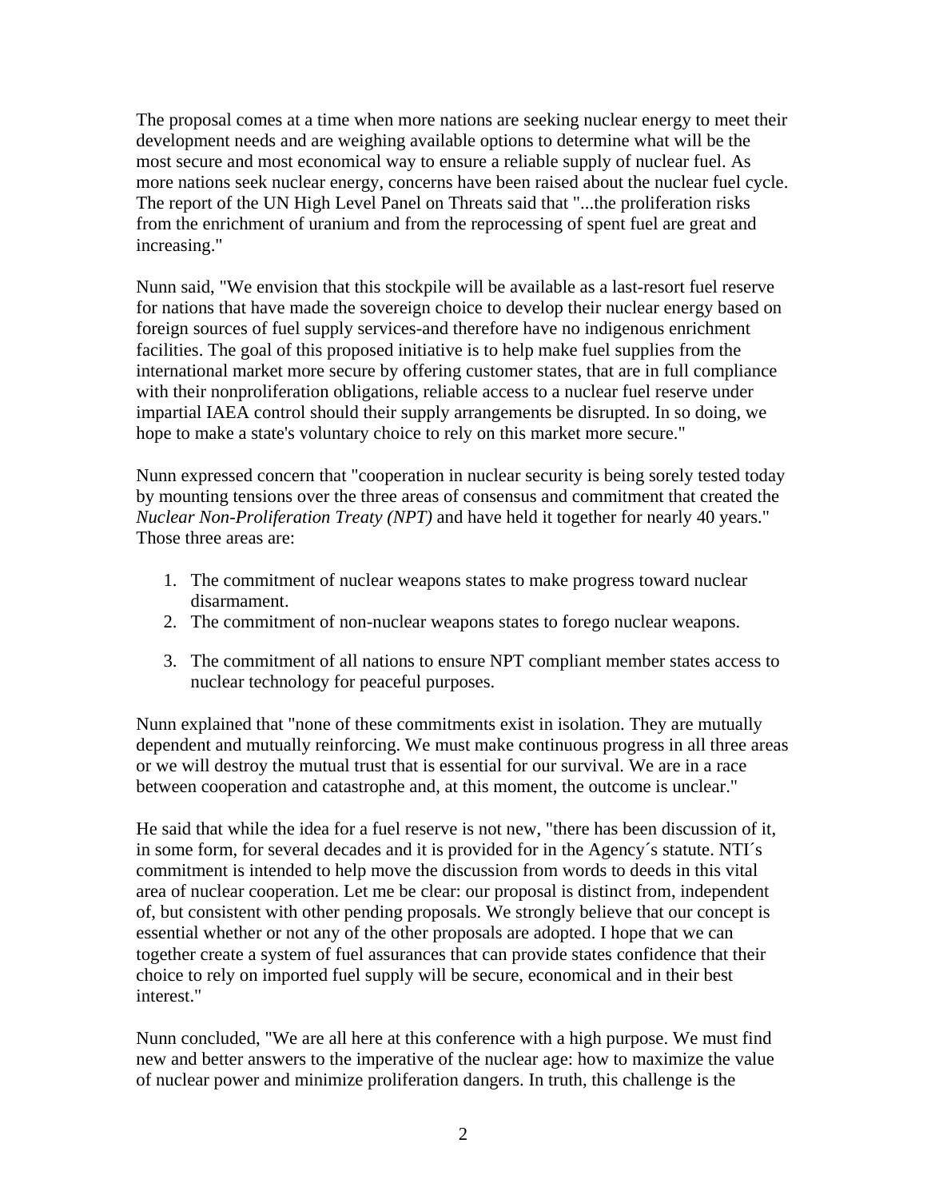The proposal comes at a time when more nations are seeking nuclear energy to meet their development needs and are weighing available options to determine what will be the most secure and most economical way to ensure a reliable supply of nuclear fuel. As more nations seek nuclear energy, concerns have been raised about the nuclear fuel cycle. The report of the UN High Level Panel on Threats said that "...the proliferation risks from the enrichment of uranium and from the reprocessing of spent fuel are great and increasing."

Nunn said, "We envision that this stockpile will be available as a last-resort fuel reserve for nations that have made the sovereign choice to develop their nuclear energy based on foreign sources of fuel supply services-and therefore have no indigenous enrichment facilities. The goal of this proposed initiative is to help make fuel supplies from the international market more secure by offering customer states, that are in full compliance with their nonproliferation obligations, reliable access to a nuclear fuel reserve under impartial IAEA control should their supply arrangements be disrupted. In so doing, we hope to make a state's voluntary choice to rely on this market more secure."

Nunn expressed concern that "cooperation in nuclear security is being sorely tested today by mounting tensions over the three areas of consensus and commitment that created the *Nuclear Non-Proliferation Treaty (NPT)* and have held it together for nearly 40 years." Those three areas are:

1. The commitment of nuclear weapons states to make progress toward nuclear disarmament.
2. The commitment of non-nuclear weapons states to forego nuclear weapons.
3. The commitment of all nations to ensure NPT compliant member states access to nuclear technology for peaceful purposes.

Nunn explained that "none of these commitments exist in isolation. They are mutually dependent and mutually reinforcing. We must make continuous progress in all three areas or we will destroy the mutual trust that is essential for our survival. We are in a race between cooperation and catastrophe and, at this moment, the outcome is unclear."

He said that while the idea for a fuel reserve is not new, "there has been discussion of it, in some form, for several decades and it is provided for in the Agency´s statute. NTI´s commitment is intended to help move the discussion from words to deeds in this vital area of nuclear cooperation. Let me be clear: our proposal is distinct from, independent of, but consistent with other pending proposals. We strongly believe that our concept is essential whether or not any of the other proposals are adopted. I hope that we can together create a system of fuel assurances that can provide states confidence that their choice to rely on imported fuel supply will be secure, economical and in their best interest."

Nunn concluded, "We are all here at this conference with a high purpose. We must find new and better answers to the imperative of the nuclear age: how to maximize the value of nuclear power and minimize proliferation dangers. In truth, this challenge is the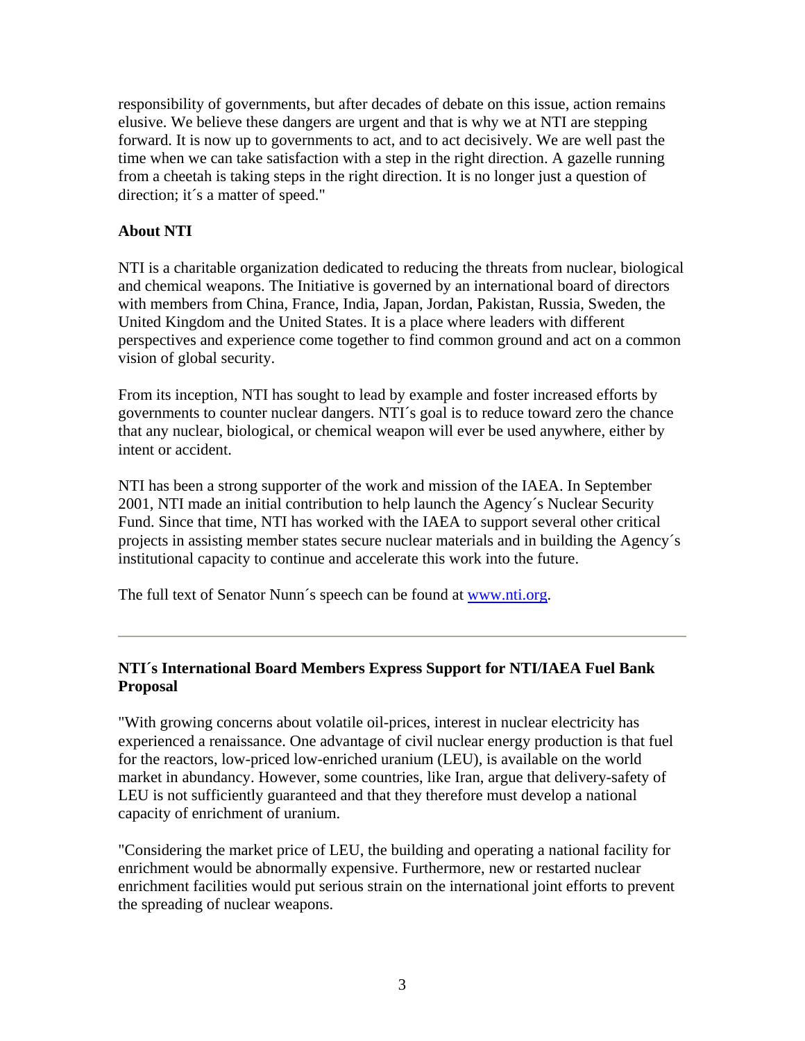responsibility of governments, but after decades of debate on this issue, action remains elusive. We believe these dangers are urgent and that is why we at NTI are stepping forward. It is now up to governments to act, and to act decisively. We are well past the time when we can take satisfaction with a step in the right direction. A gazelle running from a cheetah is taking steps in the right direction. It is no longer just a question of direction; it´s a matter of speed."

**About NTI**

NTI is a charitable organization dedicated to reducing the threats from nuclear, biological and chemical weapons. The Initiative is governed by an international board of directors with members from China, France, India, Japan, Jordan, Pakistan, Russia, Sweden, the United Kingdom and the United States. It is a place where leaders with different perspectives and experience come together to find common ground and act on a common vision of global security.

From its inception, NTI has sought to lead by example and foster increased efforts by governments to counter nuclear dangers. NTI´s goal is to reduce toward zero the chance that any nuclear, biological, or chemical weapon will ever be used anywhere, either by intent or accident.

NTI has been a strong supporter of the work and mission of the IAEA. In September 2001, NTI made an initial contribution to help launch the Agency´s Nuclear Security Fund. Since that time, NTI has worked with the IAEA to support several other critical projects in assisting member states secure nuclear materials and in building the Agency´s institutional capacity to continue and accelerate this work into the future.

The full text of Senator Nunn´s speech can be found at [www.nti.org](http://www.nti.org).

---

**NTI´s International Board Members Express Support for NTI/IAEA Fuel Bank Proposal**

"With growing concerns about volatile oil-prices, interest in nuclear electricity has experienced a renaissance. One advantage of civil nuclear energy production is that fuel for the reactors, low-priced low-enriched uranium (LEU), is available on the world market in abundancy. However, some countries, like Iran, argue that delivery-safety of LEU is not sufficiently guaranteed and that they therefore must develop a national capacity of enrichment of uranium.

"Considering the market price of LEU, the building and operating a national facility for enrichment would be abnormally expensive. Furthermore, new or restarted nuclear enrichment facilities would put serious strain on the international joint efforts to prevent the spreading of nuclear weapons.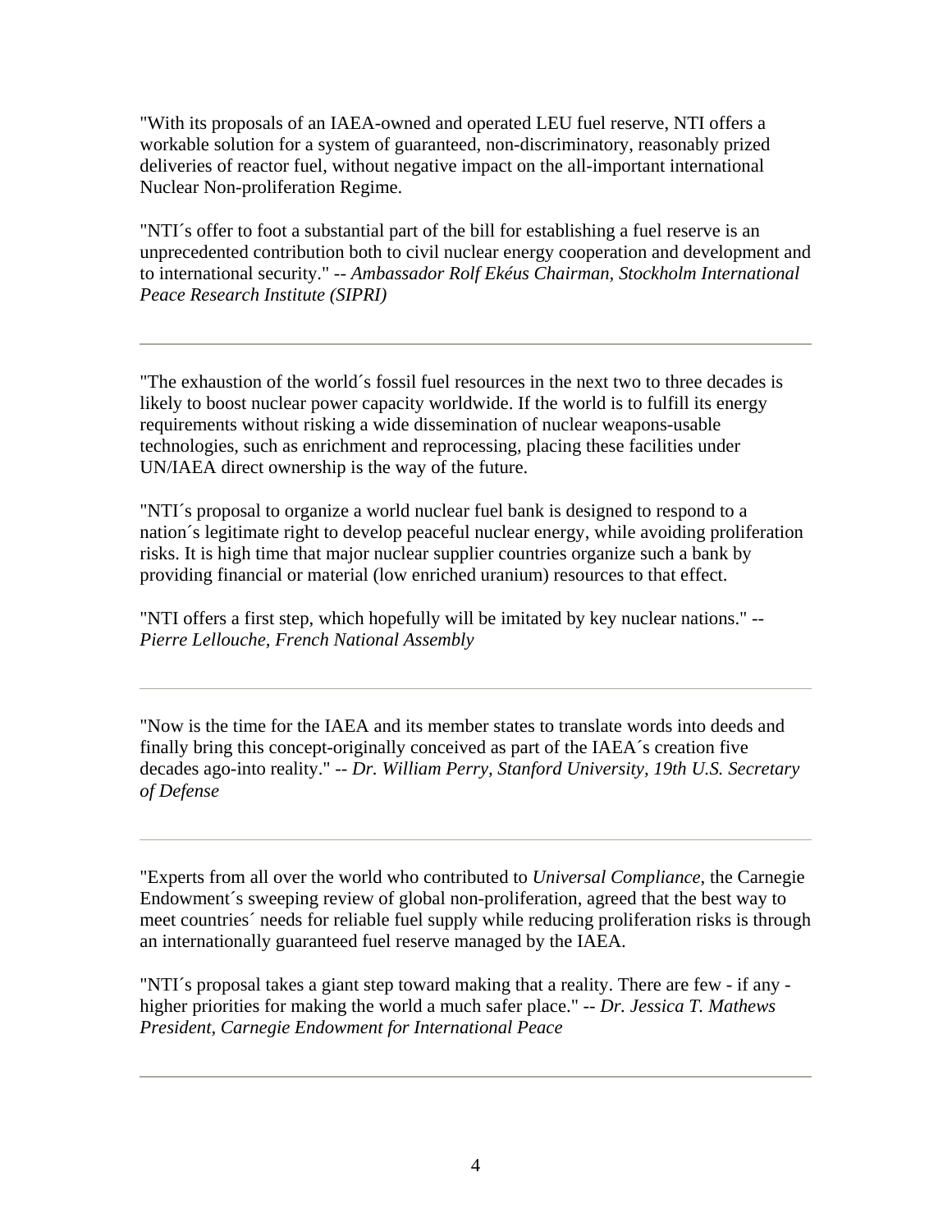"With its proposals of an IAEA-owned and operated LEU fuel reserve, NTI offers a workable solution for a system of guaranteed, non-discriminatory, reasonably prized deliveries of reactor fuel, without negative impact on the all-important international Nuclear Non-proliferation Regime.

"NTI´s offer to foot a substantial part of the bill for establishing a fuel reserve is an unprecedented contribution both to civil nuclear energy cooperation and development and to international security." -- *Ambassador Rolf Ekéus Chairman, Stockholm International Peace Research Institute (SIPRI)*

---

"The exhaustion of the world´s fossil fuel resources in the next two to three decades is likely to boost nuclear power capacity worldwide. If the world is to fulfill its energy requirements without risking a wide dissemination of nuclear weapons-usable technologies, such as enrichment and reprocessing, placing these facilities under UN/IAEA direct ownership is the way of the future.

"NTI´s proposal to organize a world nuclear fuel bank is designed to respond to a nation´s legitimate right to develop peaceful nuclear energy, while avoiding proliferation risks. It is high time that major nuclear supplier countries organize such a bank by providing financial or material (low enriched uranium) resources to that effect.

"NTI offers a first step, which hopefully will be imitated by key nuclear nations." -- *Pierre Lellouche, French National Assembly*

---

"Now is the time for the IAEA and its member states to translate words into deeds and finally bring this concept-originally conceived as part of the IAEA´s creation five decades ago-into reality." -- *Dr. William Perry, Stanford University, 19th U.S. Secretary of Defense*

---

"Experts from all over the world who contributed to *Universal Compliance*, the Carnegie Endowment´s sweeping review of global non-proliferation, agreed that the best way to meet countries´ needs for reliable fuel supply while reducing proliferation risks is through an internationally guaranteed fuel reserve managed by the IAEA.

"NTI´s proposal takes a giant step toward making that a reality. There are few - if any - higher priorities for making the world a much safer place." -- *Dr. Jessica T. Mathews President, Carnegie Endowment for International Peace*

---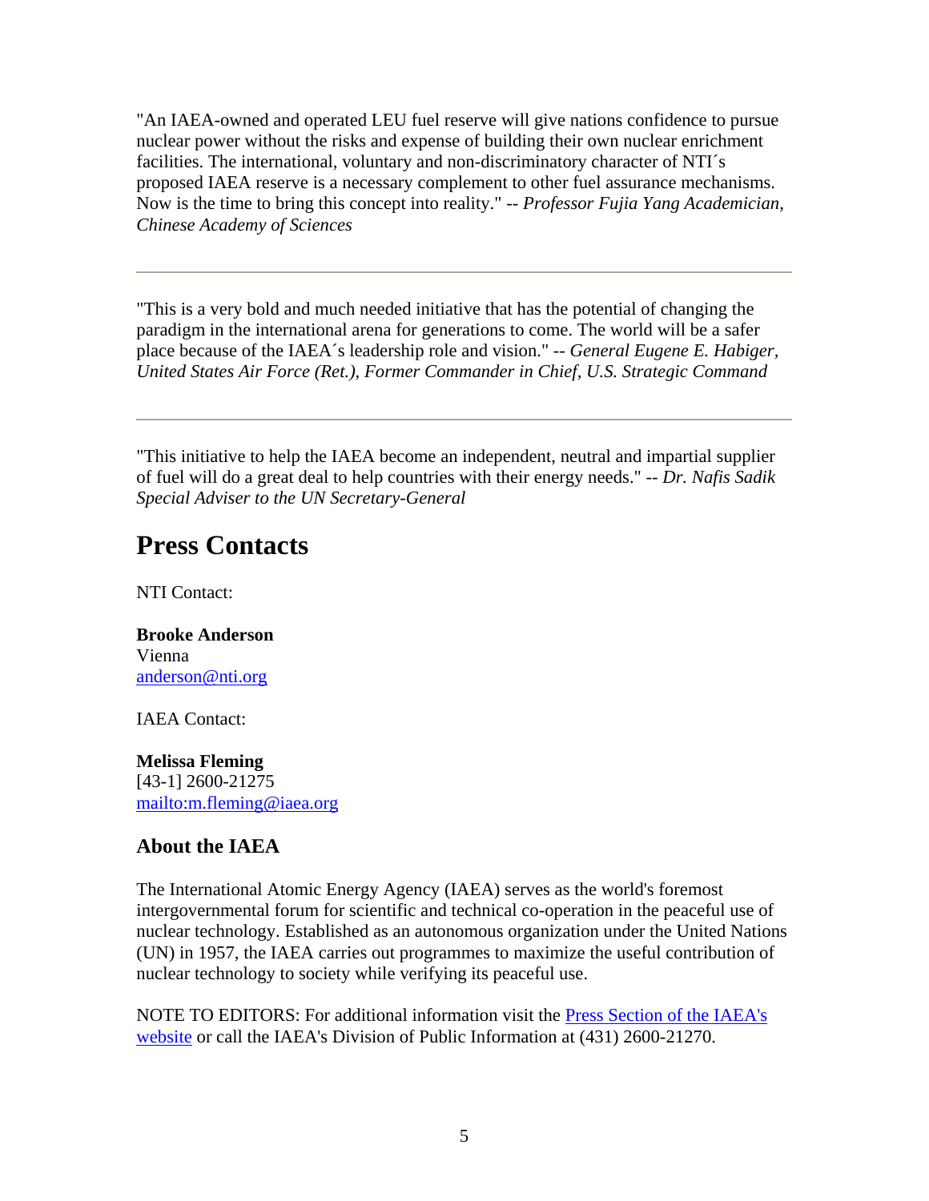"An IAEA-owned and operated LEU fuel reserve will give nations confidence to pursue nuclear power without the risks and expense of building their own nuclear enrichment facilities. The international, voluntary and non-discriminatory character of NTI´s proposed IAEA reserve is a necessary complement to other fuel assurance mechanisms. Now is the time to bring this concept into reality." -- *Professor Fujia Yang Academician, Chinese Academy of Sciences*

---

"This is a very bold and much needed initiative that has the potential of changing the paradigm in the international arena for generations to come. The world will be a safer place because of the IAEA´s leadership role and vision." -- *General Eugene E. Habiger, United States Air Force (Ret.), Former Commander in Chief, U.S. Strategic Command*

---

"This initiative to help the IAEA become an independent, neutral and impartial supplier of fuel will do a great deal to help countries with their energy needs." -- *Dr. Nafis Sadik Special Adviser to the UN Secretary-General*

# Press Contacts

NTI Contact:

**Brooke Anderson**
Vienna
anderson@nti.org

IAEA Contact:

**Melissa Fleming**
[43-1] 2600-21275
mailto:m.fleming@iaea.org

## About the IAEA

The International Atomic Energy Agency (IAEA) serves as the world's foremost intergovernmental forum for scientific and technical co-operation in the peaceful use of nuclear technology. Established as an autonomous organization under the United Nations (UN) in 1957, the IAEA carries out programmes to maximize the useful contribution of nuclear technology to society while verifying its peaceful use.

NOTE TO EDITORS: For additional information visit the Press Section of the IAEA's website or call the IAEA's Division of Public Information at (431) 2600-21270.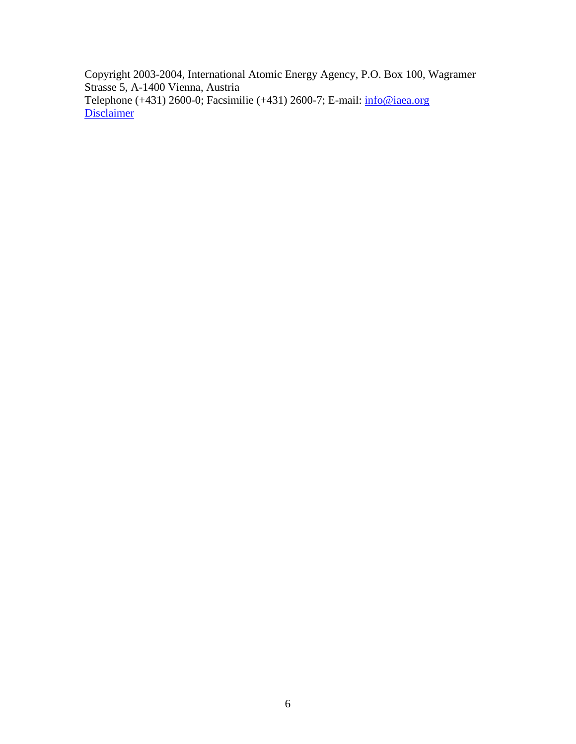Copyright 2003-2004, International Atomic Energy Agency, P.O. Box 100, Wagramer Strasse 5, A-1400 Vienna, Austria
Telephone (+431) 2600-0; Facsimilie (+431) 2600-7; E-mail: info@iaea.org
Disclaimer